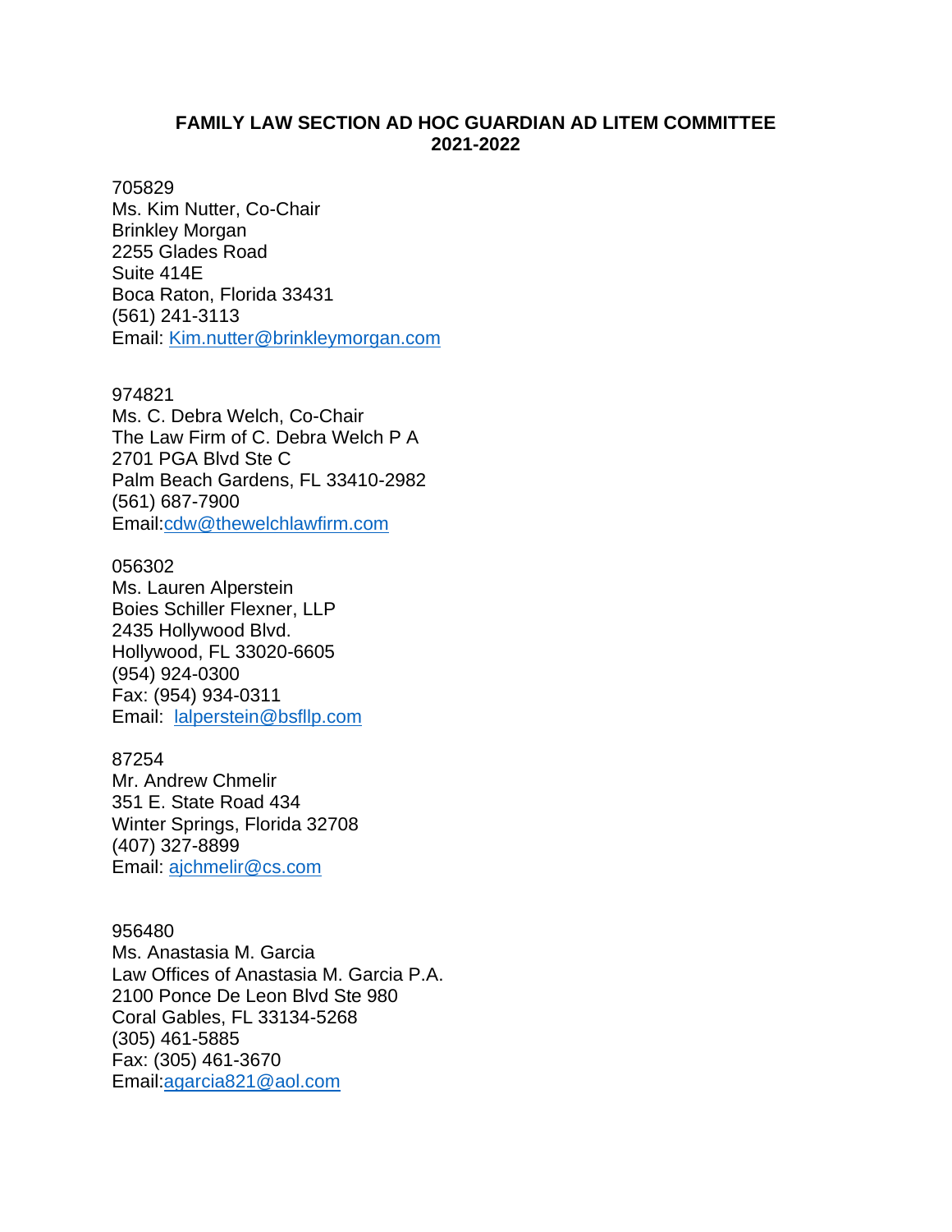# FAMILY LAW SECTION AD HOC GUARDIAN AD LITEM COMMITTEE 2021-2022

705829
Ms. Kim Nutter, Co-Chair
Brinkley Morgan
2255 Glades Road
Suite 414E
Boca Raton, Florida 33431
(561) 241-3113
Email: Kim.nutter@brinkleymorgan.com

974821
Ms. C. Debra Welch, Co-Chair
The Law Firm of C. Debra Welch P A
2701 PGA Blvd Ste C
Palm Beach Gardens, FL 33410-2982
(561) 687-7900
Email:cdw@thewelchlawfirm.com

056302
Ms. Lauren Alperstein
Boies Schiller Flexner, LLP
2435 Hollywood Blvd.
Hollywood, FL 33020-6605
(954) 924-0300
Fax: (954) 934-0311
Email: lalperstein@bsfllp.com

87254
Mr. Andrew Chmelir
351 E. State Road 434
Winter Springs, Florida 32708
(407) 327-8899
Email: ajchmelir@cs.com

956480
Ms. Anastasia M. Garcia
Law Offices of Anastasia M. Garcia P.A.
2100 Ponce De Leon Blvd Ste 980
Coral Gables, FL 33134-5268
(305) 461-5885
Fax: (305) 461-3670
Email:agarcia821@aol.com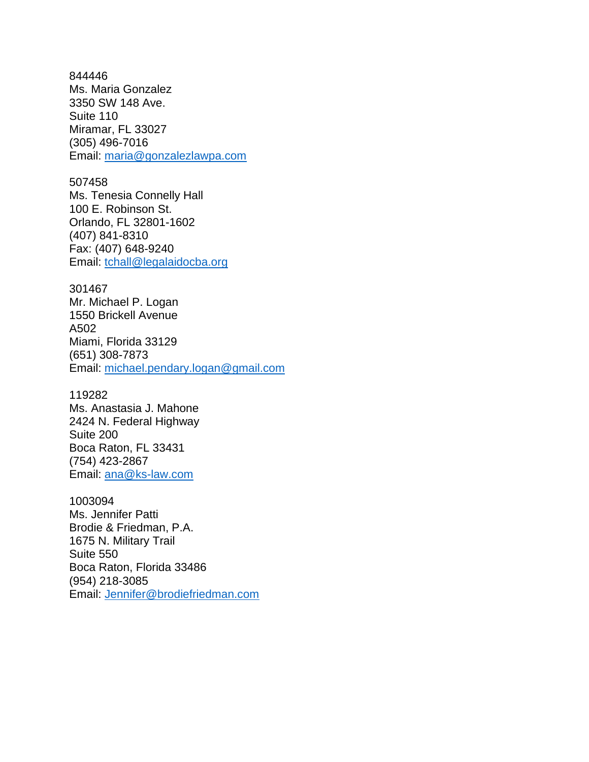844446
Ms. Maria Gonzalez
3350 SW 148 Ave.
Suite 110
Miramar, FL 33027
(305) 496-7016
Email: maria@gonzalezlawpa.com

507458
Ms. Tenesia Connelly Hall
100 E. Robinson St.
Orlando, FL 32801-1602
(407) 841-8310
Fax: (407) 648-9240
Email: tchall@legalaidocba.org

301467
Mr. Michael P. Logan
1550 Brickell Avenue
A502
Miami, Florida 33129
(651) 308-7873
Email: michael.pendary.logan@gmail.com

119282
Ms. Anastasia J. Mahone
2424 N. Federal Highway
Suite 200
Boca Raton, FL 33431
(754) 423-2867
Email: ana@ks-law.com

1003094
Ms. Jennifer Patti
Brodie & Friedman, P.A.
1675 N. Military Trail
Suite 550
Boca Raton, Florida 33486
(954) 218-3085
Email: Jennifer@brodiefriedman.com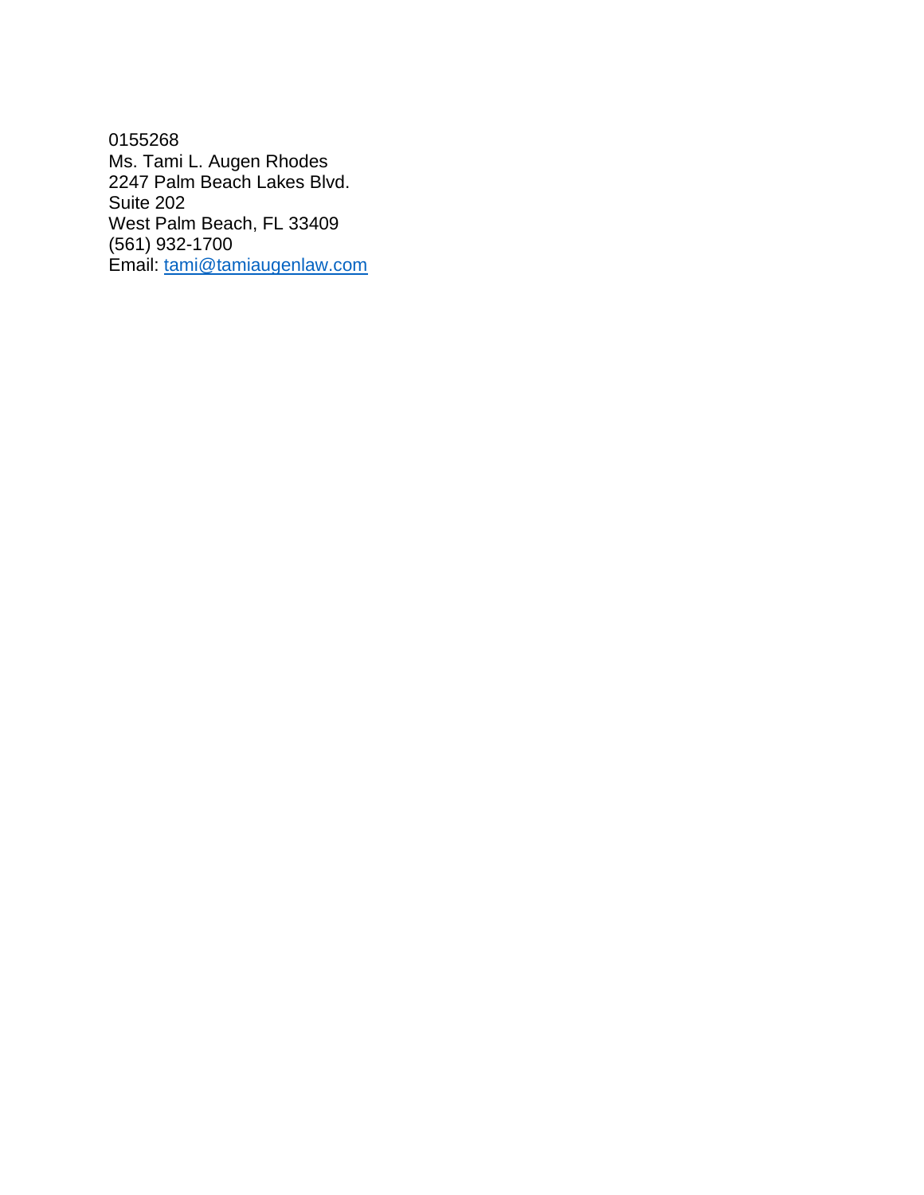0155268
Ms. Tami L. Augen Rhodes
2247 Palm Beach Lakes Blvd.
Suite 202
West Palm Beach, FL 33409
(561) 932-1700
Email: tami@tamiaugenlaw.com